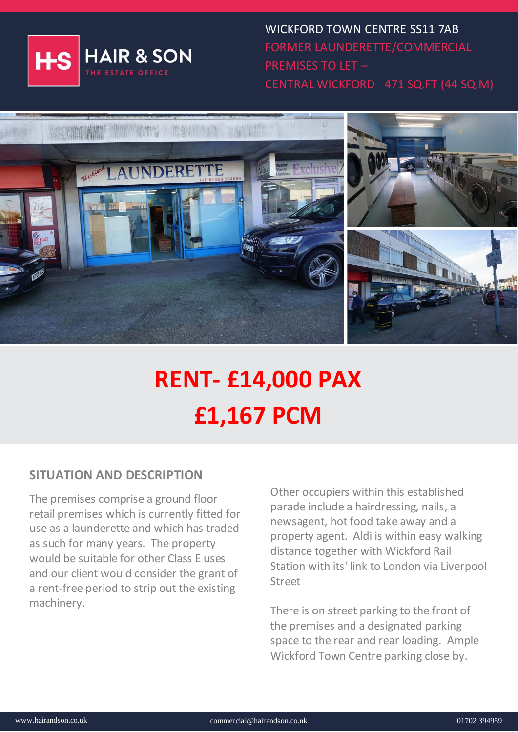HAIR & SON
THE ESTATE OFFICE

WICKFORD TOWN CENTRE SS11 7AB

FORMER LAUNDERETTE/COMMERCIAL PREMISES TO LET –

CENTRAL WICKFORD 471 SQ.FT (44 SQ.M)

# RENT- £14,000 PAX

# £1,167 PCM

## SITUATION AND DESCRIPTION

The premises comprise a ground floor retail premises which is currently fitted for use as a launderette and which has traded as such for many years. The property would be suitable for other Class E uses and our client would consider the grant of a rent-free period to strip out the existing machinery.

Other occupiers within this established parade include a hairdressing, nails, a newsagent, hot food take away and a property agent. Aldi is within easy walking distance together with Wickford Rail Station with its' link to London via Liverpool Street

There is on street parking to the front of the premises and a designated parking space to the rear and rear loading. Ample Wickford Town Centre parking close by.

www.hairandson.co.uk commercial@hairandson.co.uk 01702 394959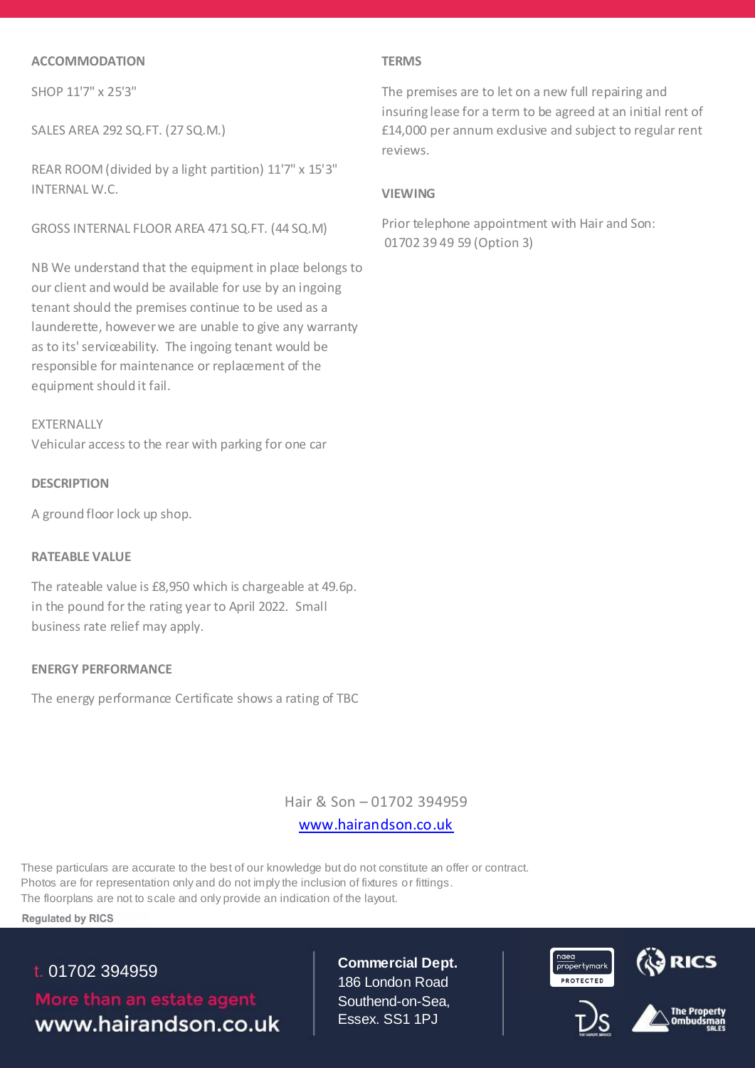## ACCOMMODATION

SHOP 11'7" x 25'3"

SALES AREA 292 SQ.FT. (27 SQ.M.)

REAR ROOM (divided by a light partition) 11'7" x 15'3"
INTERNAL W.C.

GROSS INTERNAL FLOOR AREA 471 SQ.FT. (44 SQ.M)

NB We understand that the equipment in place belongs to our client and would be available for use by an ingoing tenant should the premises continue to be used as a launderette, however we are unable to give any warranty as to its' serviceability. The ingoing tenant would be responsible for maintenance or replacement of the equipment should it fail.

EXTERNALLY
Vehicular access to the rear with parking for one car

## DESCRIPTION

A ground floor lock up shop.

## RATEABLE VALUE

The rateable value is £8,950 which is chargeable at 49.6p. in the pound for the rating year to April 2022. Small business rate relief may apply.

## ENERGY PERFORMANCE

The energy performance Certificate shows a rating of TBC

## TERMS

The premises are to let on a new full repairing and insuring lease for a term to be agreed at an initial rent of £14,000 per annum exclusive and subject to regular rent reviews.

## VIEWING

Prior telephone appointment with Hair and Son:
01702 39 49 59 (Option 3)

Hair & Son – 01702 394959
www.hairandson.co.uk

These particulars are accurate to the best of our knowledge but do not constitute an offer or contract.
Photos are for representation only and do not imply the inclusion of fixtures or fittings.
The floorplans are not to scale and only provide an indication of the layout.

**Regulated by RICS**

t. 01702 394959
More than an estate agent
www.hairandson.co.uk

**Commercial Dept.**
186 London Road
Southend-on-Sea,
Essex. SS1 1PJ